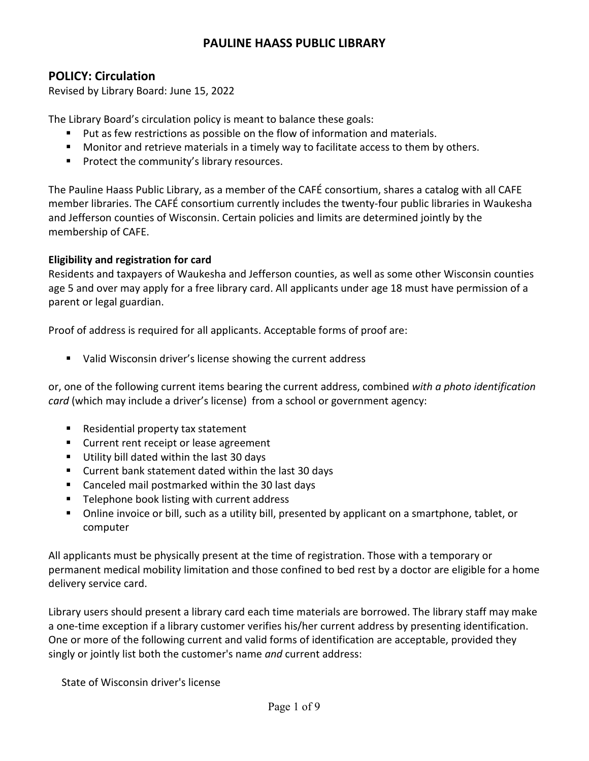# PAULINE HAASS PUBLIC LIBRARY

## POLICY: Circulation

Revised by Library Board: June 15, 2022

The Library Board's circulation policy is meant to balance these goals:

- Put as few restrictions as possible on the flow of information and materials.
- Monitor and retrieve materials in a timely way to facilitate access to them by others.
- Protect the community's library resources.

The Pauline Haass Public Library, as a member of the CAFÉ consortium, shares a catalog with all CAFE member libraries. The CAFÉ consortium currently includes the twenty-four public libraries in Waukesha and Jefferson counties of Wisconsin. Certain policies and limits are determined jointly by the membership of CAFE.

**Eligibility and registration for card**

Residents and taxpayers of Waukesha and Jefferson counties, as well as some other Wisconsin counties age 5 and over may apply for a free library card. All applicants under age 18 must have permission of a parent or legal guardian.

Proof of address is required for all applicants. Acceptable forms of proof are:

- Valid Wisconsin driver's license showing the current address

or, one of the following current items bearing the current address, combined *with a photo identification card* (which may include a driver's license) from a school or government agency:

- Residential property tax statement
- Current rent receipt or lease agreement
- Utility bill dated within the last 30 days
- Current bank statement dated within the last 30 days
- Canceled mail postmarked within the 30 last days
- Telephone book listing with current address
- Online invoice or bill, such as a utility bill, presented by applicant on a smartphone, tablet, or computer

All applicants must be physically present at the time of registration. Those with a temporary or permanent medical mobility limitation and those confined to bed rest by a doctor are eligible for a home delivery service card.

Library users should present a library card each time materials are borrowed. The library staff may make a one-time exception if a library customer verifies his/her current address by presenting identification. One or more of the following current and valid forms of identification are acceptable, provided they singly or jointly list both the customer's name *and* current address:

State of Wisconsin driver's license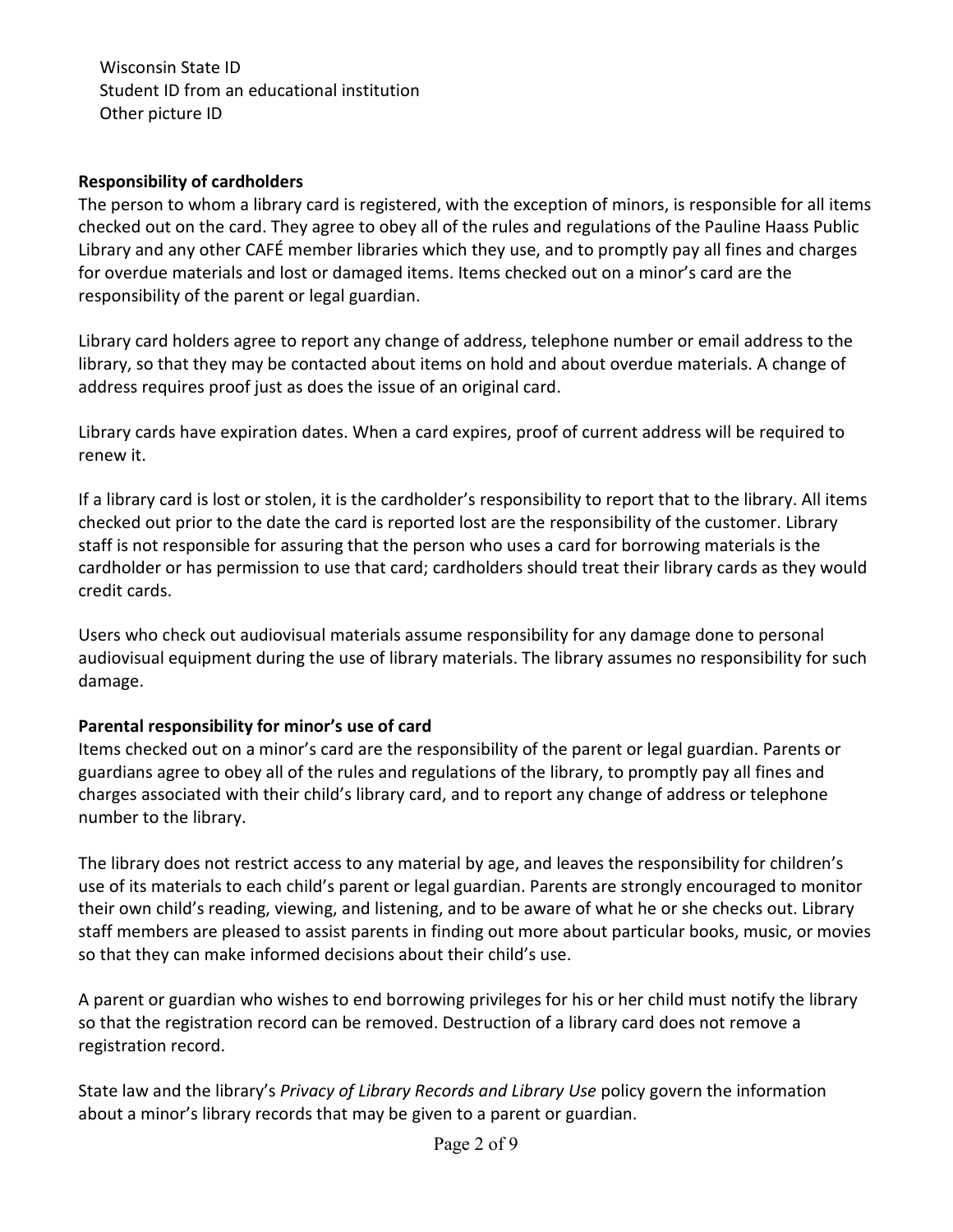Wisconsin State ID
Student ID from an educational institution
Other picture ID

**Responsibility of cardholders**

The person to whom a library card is registered, with the exception of minors, is responsible for all items checked out on the card. They agree to obey all of the rules and regulations of the Pauline Haass Public Library and any other CAFÉ member libraries which they use, and to promptly pay all fines and charges for overdue materials and lost or damaged items. Items checked out on a minor's card are the responsibility of the parent or legal guardian.

Library card holders agree to report any change of address, telephone number or email address to the library, so that they may be contacted about items on hold and about overdue materials. A change of address requires proof just as does the issue of an original card.

Library cards have expiration dates. When a card expires, proof of current address will be required to renew it.

If a library card is lost or stolen, it is the cardholder's responsibility to report that to the library. All items checked out prior to the date the card is reported lost are the responsibility of the customer. Library staff is not responsible for assuring that the person who uses a card for borrowing materials is the cardholder or has permission to use that card; cardholders should treat their library cards as they would credit cards.

Users who check out audiovisual materials assume responsibility for any damage done to personal audiovisual equipment during the use of library materials. The library assumes no responsibility for such damage.

**Parental responsibility for minor's use of card**

Items checked out on a minor's card are the responsibility of the parent or legal guardian. Parents or guardians agree to obey all of the rules and regulations of the library, to promptly pay all fines and charges associated with their child's library card, and to report any change of address or telephone number to the library.

The library does not restrict access to any material by age, and leaves the responsibility for children's use of its materials to each child's parent or legal guardian. Parents are strongly encouraged to monitor their own child's reading, viewing, and listening, and to be aware of what he or she checks out. Library staff members are pleased to assist parents in finding out more about particular books, music, or movies so that they can make informed decisions about their child's use.

A parent or guardian who wishes to end borrowing privileges for his or her child must notify the library so that the registration record can be removed. Destruction of a library card does not remove a registration record.

State law and the library's *Privacy of Library Records and Library Use* policy govern the information about a minor's library records that may be given to a parent or guardian.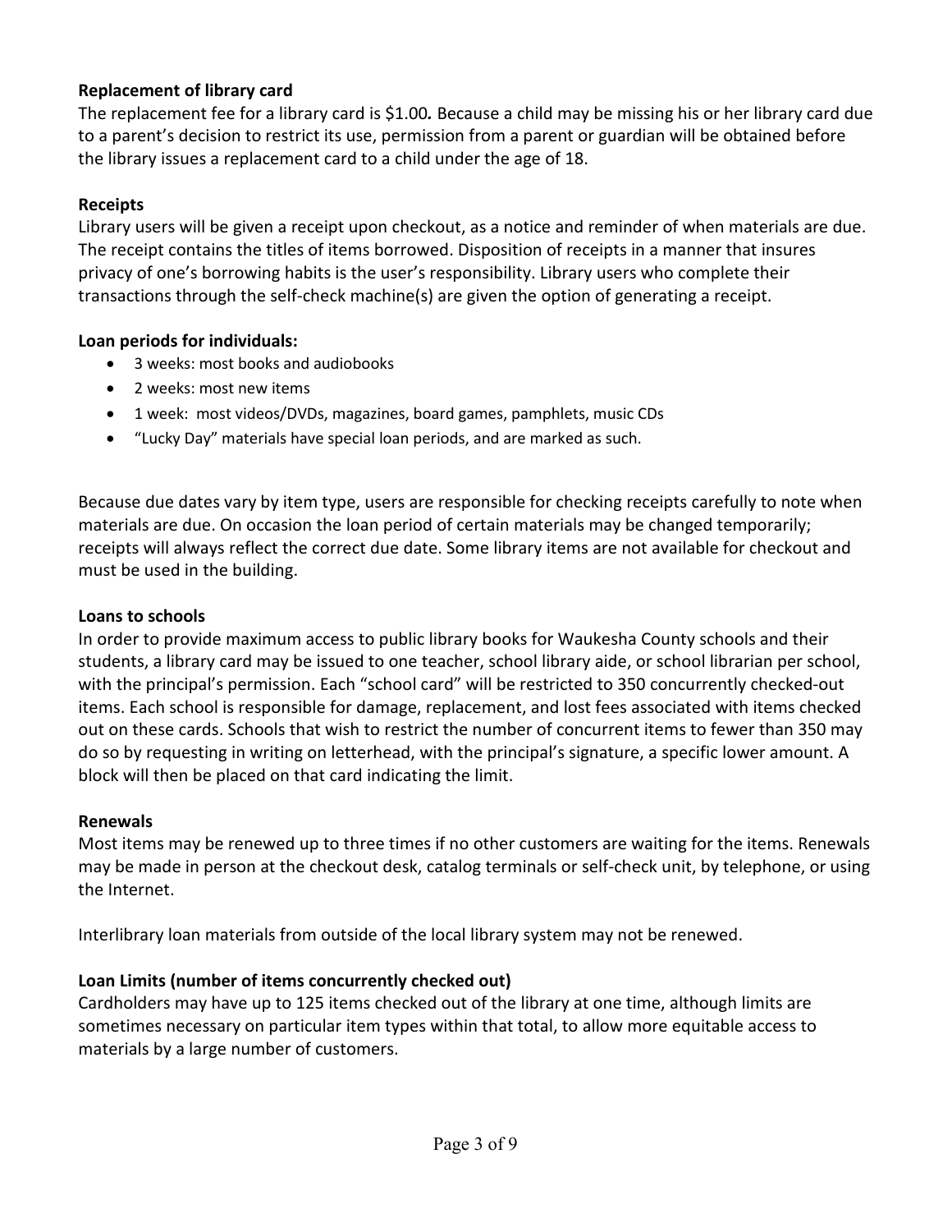**Replacement of library card**

The replacement fee for a library card is $1.00*.* Because a child may be missing his or her library card due to a parent's decision to restrict its use, permission from a parent or guardian will be obtained before the library issues a replacement card to a child under the age of 18.

**Receipts**

Library users will be given a receipt upon checkout, as a notice and reminder of when materials are due. The receipt contains the titles of items borrowed. Disposition of receipts in a manner that insures privacy of one's borrowing habits is the user's responsibility. Library users who complete their transactions through the self-check machine(s) are given the option of generating a receipt.

**Loan periods for individuals:**

- 3 weeks: most books and audiobooks
- 2 weeks: most new items
- 1 week: most videos/DVDs, magazines, board games, pamphlets, music CDs
- "Lucky Day" materials have special loan periods, and are marked as such.

Because due dates vary by item type, users are responsible for checking receipts carefully to note when materials are due. On occasion the loan period of certain materials may be changed temporarily; receipts will always reflect the correct due date. Some library items are not available for checkout and must be used in the building.

**Loans to schools**

In order to provide maximum access to public library books for Waukesha County schools and their students, a library card may be issued to one teacher, school library aide, or school librarian per school, with the principal's permission. Each "school card" will be restricted to 350 concurrently checked-out items. Each school is responsible for damage, replacement, and lost fees associated with items checked out on these cards. Schools that wish to restrict the number of concurrent items to fewer than 350 may do so by requesting in writing on letterhead, with the principal's signature, a specific lower amount. A block will then be placed on that card indicating the limit.

**Renewals**

Most items may be renewed up to three times if no other customers are waiting for the items. Renewals may be made in person at the checkout desk, catalog terminals or self-check unit, by telephone, or using the Internet.

Interlibrary loan materials from outside of the local library system may not be renewed.

**Loan Limits (number of items concurrently checked out)**

Cardholders may have up to 125 items checked out of the library at one time, although limits are sometimes necessary on particular item types within that total, to allow more equitable access to materials by a large number of customers.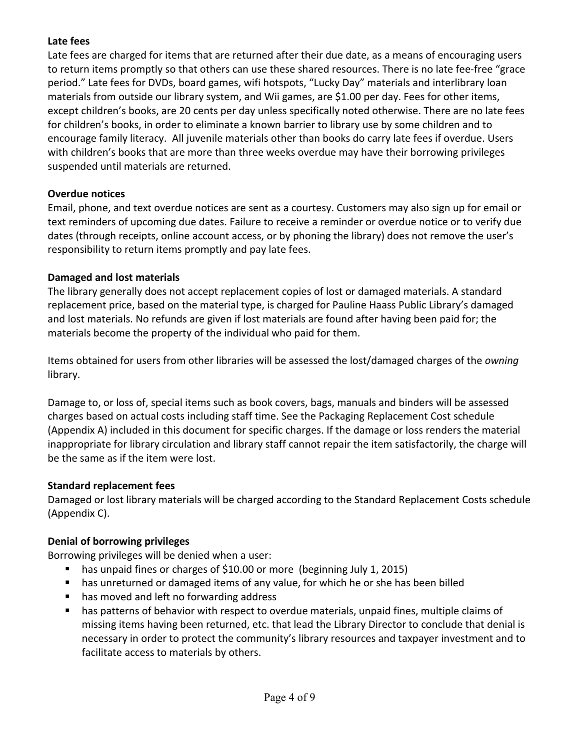**Late fees**

Late fees are charged for items that are returned after their due date, as a means of encouraging users to return items promptly so that others can use these shared resources. There is no late fee-free "grace period." Late fees for DVDs, board games, wifi hotspots, "Lucky Day" materials and interlibrary loan materials from outside our library system, and Wii games, are $1.00 per day. Fees for other items, except children's books, are 20 cents per day unless specifically noted otherwise. There are no late fees for children's books, in order to eliminate a known barrier to library use by some children and to encourage family literacy. All juvenile materials other than books do carry late fees if overdue. Users with children's books that are more than three weeks overdue may have their borrowing privileges suspended until materials are returned.

**Overdue notices**

Email, phone, and text overdue notices are sent as a courtesy. Customers may also sign up for email or text reminders of upcoming due dates. Failure to receive a reminder or overdue notice or to verify due dates (through receipts, online account access, or by phoning the library) does not remove the user's responsibility to return items promptly and pay late fees.

**Damaged and lost materials**

The library generally does not accept replacement copies of lost or damaged materials. A standard replacement price, based on the material type, is charged for Pauline Haass Public Library's damaged and lost materials. No refunds are given if lost materials are found after having been paid for; the materials become the property of the individual who paid for them.

Items obtained for users from other libraries will be assessed the lost/damaged charges of the *owning* library.

Damage to, or loss of, special items such as book covers, bags, manuals and binders will be assessed charges based on actual costs including staff time. See the Packaging Replacement Cost schedule (Appendix A) included in this document for specific charges. If the damage or loss renders the material inappropriate for library circulation and library staff cannot repair the item satisfactorily, the charge will be the same as if the item were lost.

**Standard replacement fees**

Damaged or lost library materials will be charged according to the Standard Replacement Costs schedule (Appendix C).

**Denial of borrowing privileges**

Borrowing privileges will be denied when a user:

- has unpaid fines or charges of $10.00 or more (beginning July 1, 2015)
- has unreturned or damaged items of any value, for which he or she has been billed
- has moved and left no forwarding address
- has patterns of behavior with respect to overdue materials, unpaid fines, multiple claims of missing items having been returned, etc. that lead the Library Director to conclude that denial is necessary in order to protect the community's library resources and taxpayer investment and to facilitate access to materials by others.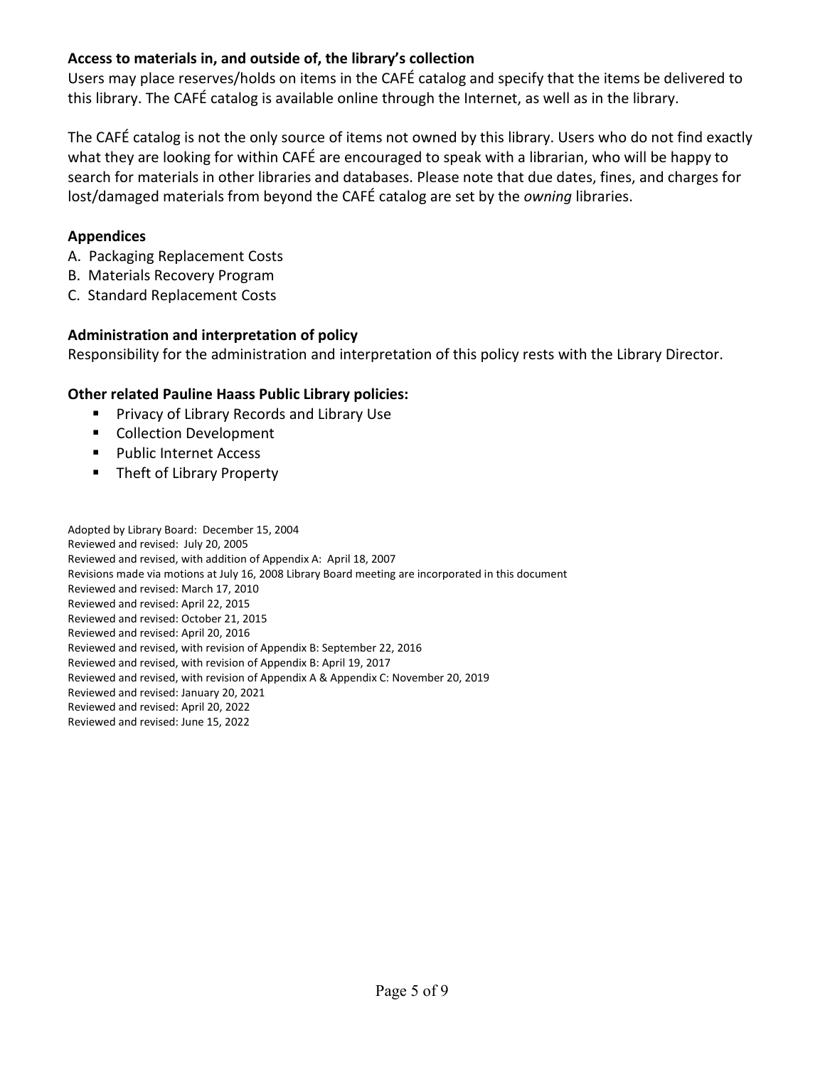**Access to materials in, and outside of, the library's collection**

Users may place reserves/holds on items in the CAFÉ catalog and specify that the items be delivered to this library. The CAFÉ catalog is available online through the Internet, as well as in the library.

The CAFÉ catalog is not the only source of items not owned by this library. Users who do not find exactly what they are looking for within CAFÉ are encouraged to speak with a librarian, who will be happy to search for materials in other libraries and databases. Please note that due dates, fines, and charges for lost/damaged materials from beyond the CAFÉ catalog are set by the *owning* libraries.

**Appendices**

A. Packaging Replacement Costs
B. Materials Recovery Program
C. Standard Replacement Costs

**Administration and interpretation of policy**

Responsibility for the administration and interpretation of this policy rests with the Library Director.

**Other related Pauline Haass Public Library policies:**

- Privacy of Library Records and Library Use
- Collection Development
- Public Internet Access
- Theft of Library Property

Adopted by Library Board: December 15, 2004
Reviewed and revised: July 20, 2005
Reviewed and revised, with addition of Appendix A: April 18, 2007
Revisions made via motions at July 16, 2008 Library Board meeting are incorporated in this document
Reviewed and revised: March 17, 2010
Reviewed and revised: April 22, 2015
Reviewed and revised: October 21, 2015
Reviewed and revised: April 20, 2016
Reviewed and revised, with revision of Appendix B: September 22, 2016
Reviewed and revised, with revision of Appendix B: April 19, 2017
Reviewed and revised, with revision of Appendix A & Appendix C: November 20, 2019
Reviewed and revised: January 20, 2021
Reviewed and revised: April 20, 2022
Reviewed and revised: June 15, 2022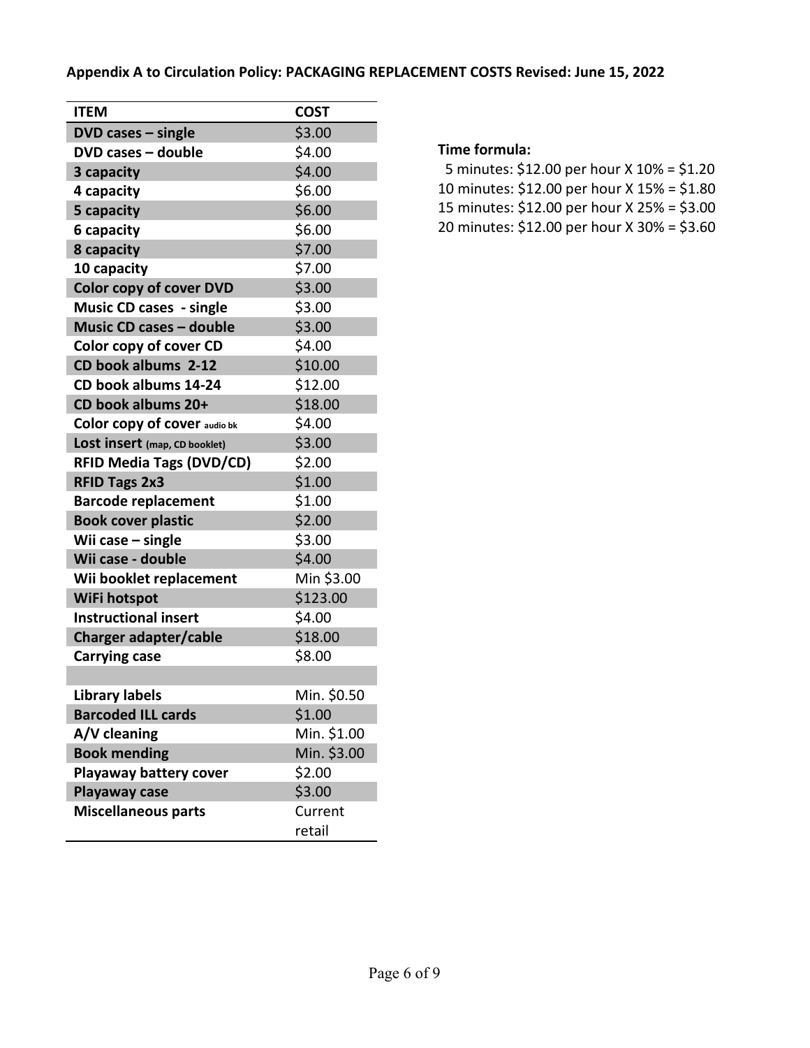**Appendix A to Circulation Policy: PACKAGING REPLACEMENT COSTS Revised: June 15, 2022**

| ITEM | COST |
|---|---|
| **DVD cases – single** | \$3.00 |
| **DVD cases – double** | \$4.00 |
| **3 capacity** | \$4.00 |
| **4 capacity** | \$6.00 |
| **5 capacity** | \$6.00 |
| **6 capacity** | \$6.00 |
| **8 capacity** | \$7.00 |
| **10 capacity** | \$7.00 |
| **Color copy of cover DVD** | \$3.00 |
| **Music CD cases - single** | \$3.00 |
| **Music CD cases – double** | \$3.00 |
| **Color copy of cover CD** | \$4.00 |
| **CD book albums 2-12** | \$10.00 |
| **CD book albums 14-24** | \$12.00 |
| **CD book albums 20+** | \$18.00 |
| **Color copy of cover audio bk** | \$4.00 |
| **Lost insert (map, CD booklet)** | \$3.00 |
| **RFID Media Tags (DVD/CD)** | \$2.00 |
| **RFID Tags 2x3** | \$1.00 |
| **Barcode replacement** | \$1.00 |
| **Book cover plastic** | \$2.00 |
| **Wii case – single** | \$3.00 |
| **Wii case - double** | \$4.00 |
| **Wii booklet replacement** | Min \$3.00 |
| **WiFi hotspot** | \$123.00 |
| **Instructional insert** | \$4.00 |
| **Charger adapter/cable** | \$18.00 |
| **Carrying case** | \$8.00 |
| | |
| **Library labels** | Min. \$0.50 |
| **Barcoded ILL cards** | \$1.00 |
| **A/V cleaning** | Min. \$1.00 |
| **Book mending** | Min. \$3.00 |
| **Playaway battery cover** | \$2.00 |
| **Playaway case** | \$3.00 |
| **Miscellaneous parts** | Current retail |

**Time formula:**

5 minutes: \$12.00 per hour X 10% = \$1.20
10 minutes: \$12.00 per hour X 15% = \$1.80
15 minutes: \$12.00 per hour X 25% = \$3.00
20 minutes: \$12.00 per hour X 30% = \$3.60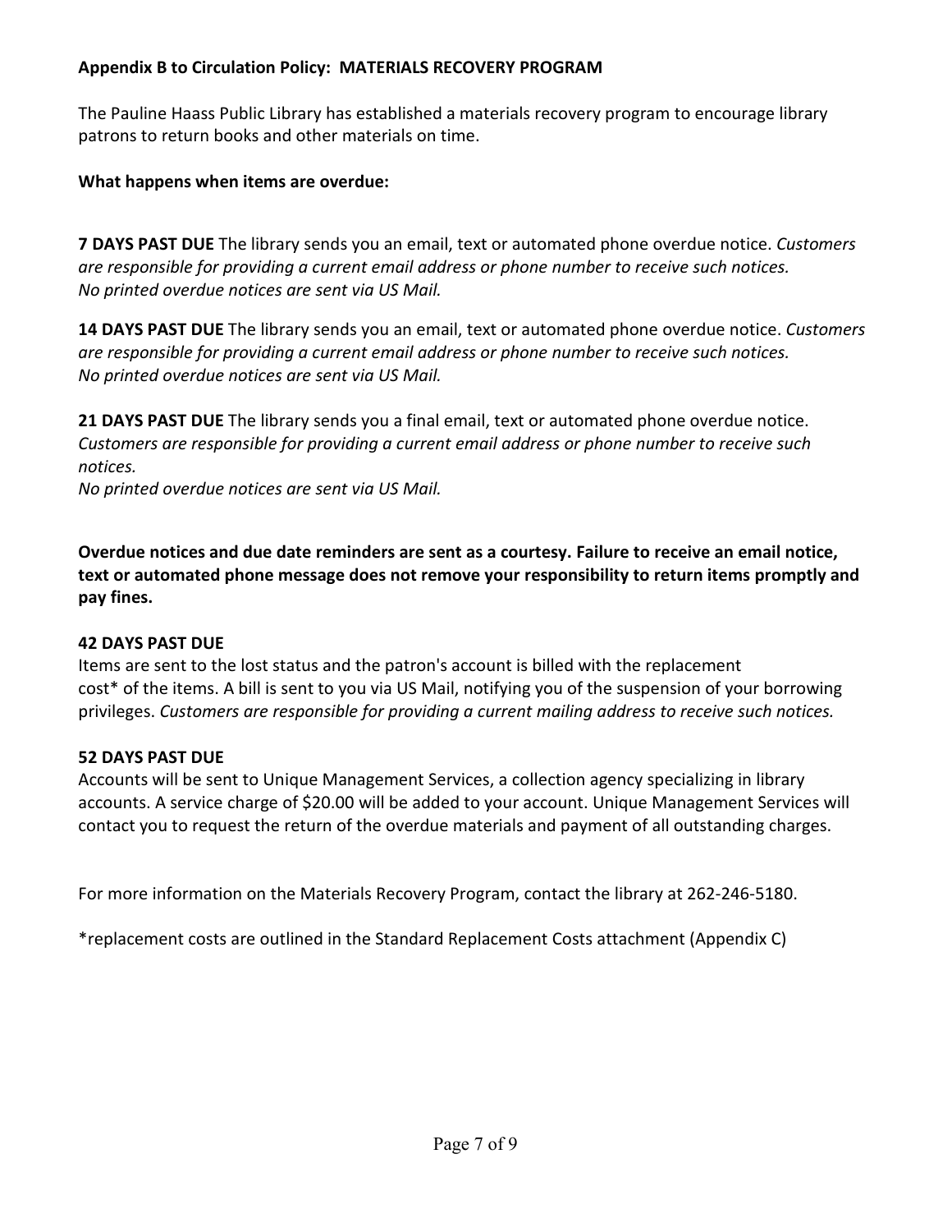**Appendix B to Circulation Policy: MATERIALS RECOVERY PROGRAM**

The Pauline Haass Public Library has established a materials recovery program to encourage library patrons to return books and other materials on time.

**What happens when items are overdue:**

**7 DAYS PAST DUE** The library sends you an email, text or automated phone overdue notice. *Customers are responsible for providing a current email address or phone number to receive such notices. No printed overdue notices are sent via US Mail.*

**14 DAYS PAST DUE** The library sends you an email, text or automated phone overdue notice. *Customers are responsible for providing a current email address or phone number to receive such notices. No printed overdue notices are sent via US Mail.*

**21 DAYS PAST DUE** The library sends you a final email, text or automated phone overdue notice. *Customers are responsible for providing a current email address or phone number to receive such notices.*
*No printed overdue notices are sent via US Mail.*

**Overdue notices and due date reminders are sent as a courtesy. Failure to receive an email notice, text or automated phone message does not remove your responsibility to return items promptly and pay fines.**

**42 DAYS PAST DUE**
Items are sent to the lost status and the patron's account is billed with the replacement cost* of the items. A bill is sent to you via US Mail, notifying you of the suspension of your borrowing privileges. *Customers are responsible for providing a current mailing address to receive such notices.*

**52 DAYS PAST DUE**
Accounts will be sent to Unique Management Services, a collection agency specializing in library accounts. A service charge of $20.00 will be added to your account. Unique Management Services will contact you to request the return of the overdue materials and payment of all outstanding charges.

For more information on the Materials Recovery Program, contact the library at 262-246-5180.

*replacement costs are outlined in the Standard Replacement Costs attachment (Appendix C)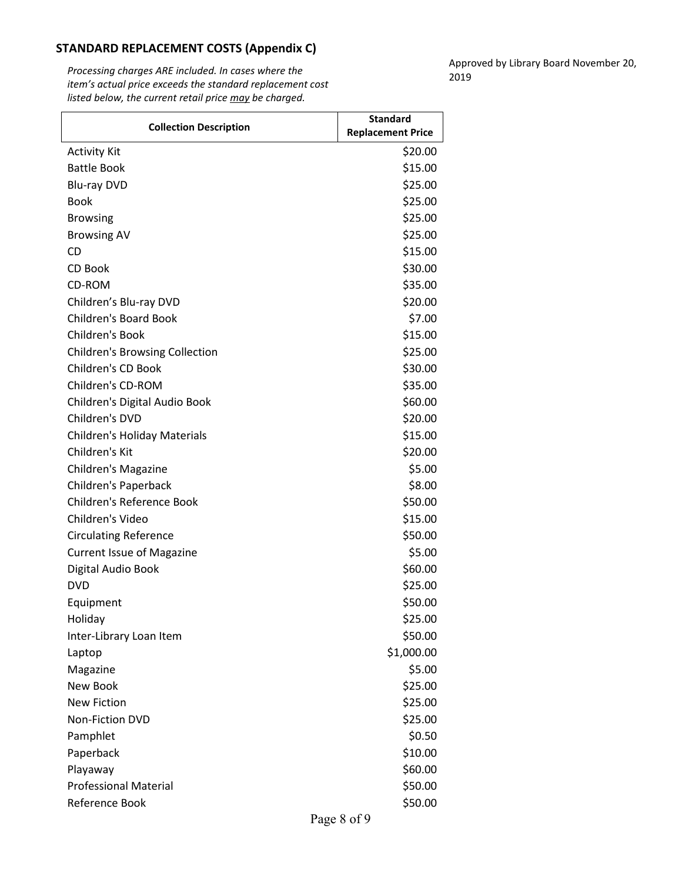## STANDARD REPLACEMENT COSTS (Appendix C)

*Processing charges ARE included. In cases where the item's actual price exceeds the standard replacement cost listed below, the current retail price may be charged.*

Approved by Library Board November 20, 2019

| Collection Description | Standard Replacement Price |
|---|---|
| Activity Kit | $20.00 |
| Battle Book | $15.00 |
| Blu-ray DVD | $25.00 |
| Book | $25.00 |
| Browsing | $25.00 |
| Browsing AV | $25.00 |
| CD | $15.00 |
| CD Book | $30.00 |
| CD-ROM | $35.00 |
| Children's Blu-ray DVD | $20.00 |
| Children's Board Book | $7.00 |
| Children's Book | $15.00 |
| Children's Browsing Collection | $25.00 |
| Children's CD Book | $30.00 |
| Children's CD-ROM | $35.00 |
| Children's Digital Audio Book | $60.00 |
| Children's DVD | $20.00 |
| Children's Holiday Materials | $15.00 |
| Children's Kit | $20.00 |
| Children's Magazine | $5.00 |
| Children's Paperback | $8.00 |
| Children's Reference Book | $50.00 |
| Children's Video | $15.00 |
| Circulating Reference | $50.00 |
| Current Issue of Magazine | $5.00 |
| Digital Audio Book | $60.00 |
| DVD | $25.00 |
| Equipment | $50.00 |
| Holiday | $25.00 |
| Inter-Library Loan Item | $50.00 |
| Laptop | $1,000.00 |
| Magazine | $5.00 |
| New Book | $25.00 |
| New Fiction | $25.00 |
| Non-Fiction DVD | $25.00 |
| Pamphlet | $0.50 |
| Paperback | $10.00 |
| Playaway | $60.00 |
| Professional Material | $50.00 |
| Reference Book | $50.00 |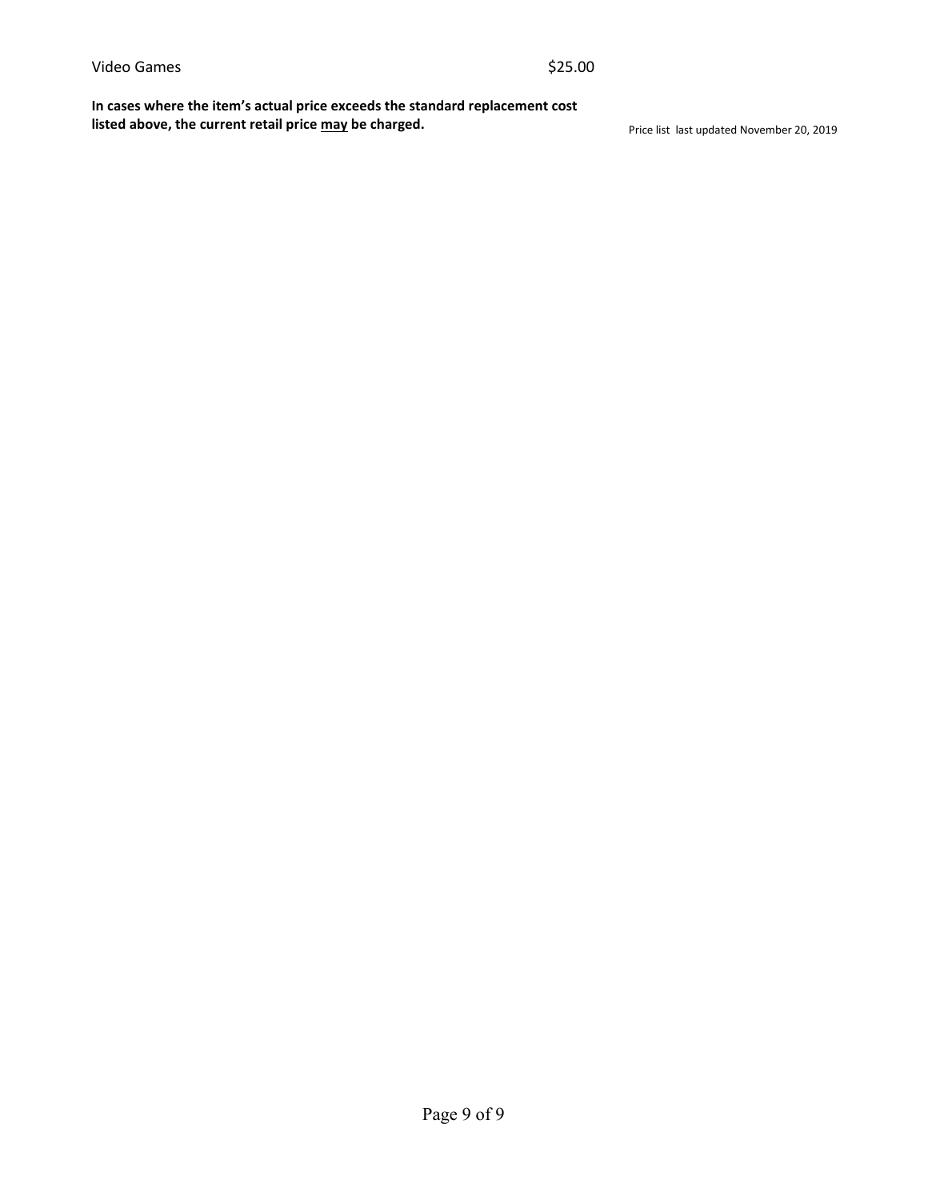| | |
|---|---|
| Video Games | $25.00 |

**In cases where the item's actual price exceeds the standard replacement cost listed above, the current retail price <u>may</u> be charged.**

Price list last updated November 20, 2019